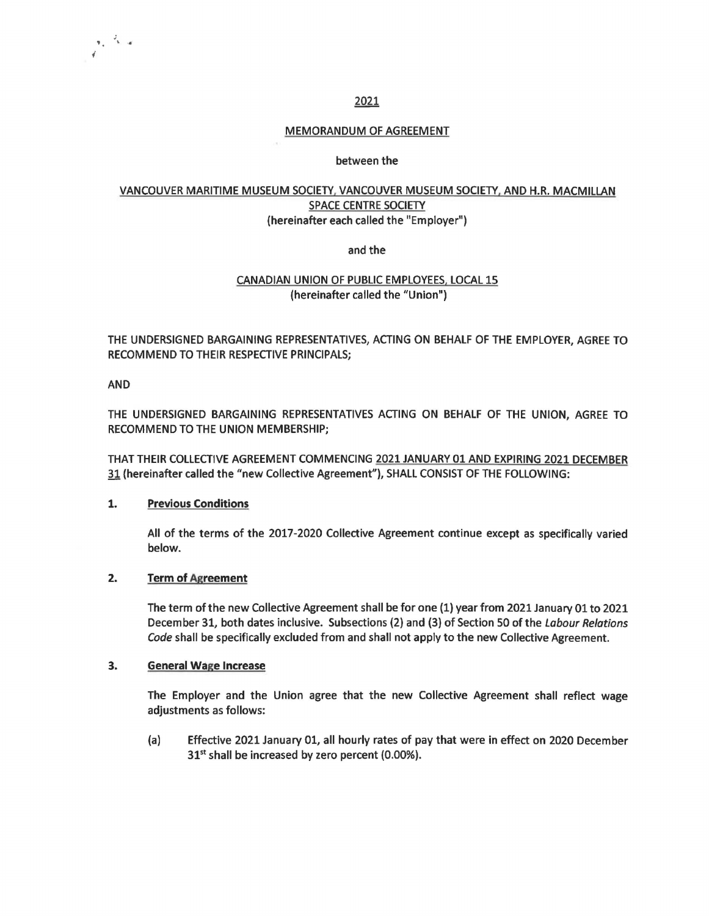2021

MEMORANDUM OF AGREEMENT

between the

VANCOUVER MARITIME MUSEUM SOCIETY, VANCOUVER MUSEUM SOCIETY, AND H.R. MACMILLAN SPACE CENTRE SOCIETY
(hereinafter each called the "Employer")

and the

CANADIAN UNION OF PUBLIC EMPLOYEES, LOCAL 15
(hereinafter called the "Union")

THE UNDERSIGNED BARGAINING REPRESENTATIVES, ACTING ON BEHALF OF THE EMPLOYER, AGREE TO RECOMMEND TO THEIR RESPECTIVE PRINCIPALS;

AND

THE UNDERSIGNED BARGAINING REPRESENTATIVES ACTING ON BEHALF OF THE UNION, AGREE TO RECOMMEND TO THE UNION MEMBERSHIP;

THAT THEIR COLLECTIVE AGREEMENT COMMENCING 2021 JANUARY 01 AND EXPIRING 2021 DECEMBER 31 (hereinafter called the "new Collective Agreement"), SHALL CONSIST OF THE FOLLOWING:

**1. Previous Conditions**

All of the terms of the 2017-2020 Collective Agreement continue except as specifically varied below.

**2. Term of Agreement**

The term of the new Collective Agreement shall be for one (1) year from 2021 January 01 to 2021 December 31, both dates inclusive. Subsections (2) and (3) of Section 50 of the *Labour Relations Code* shall be specifically excluded from and shall not apply to the new Collective Agreement.

**3. General Wage Increase**

The Employer and the Union agree that the new Collective Agreement shall reflect wage adjustments as follows:

(a) Effective 2021 January 01, all hourly rates of pay that were in effect on 2020 December 31st shall be increased by zero percent (0.00%).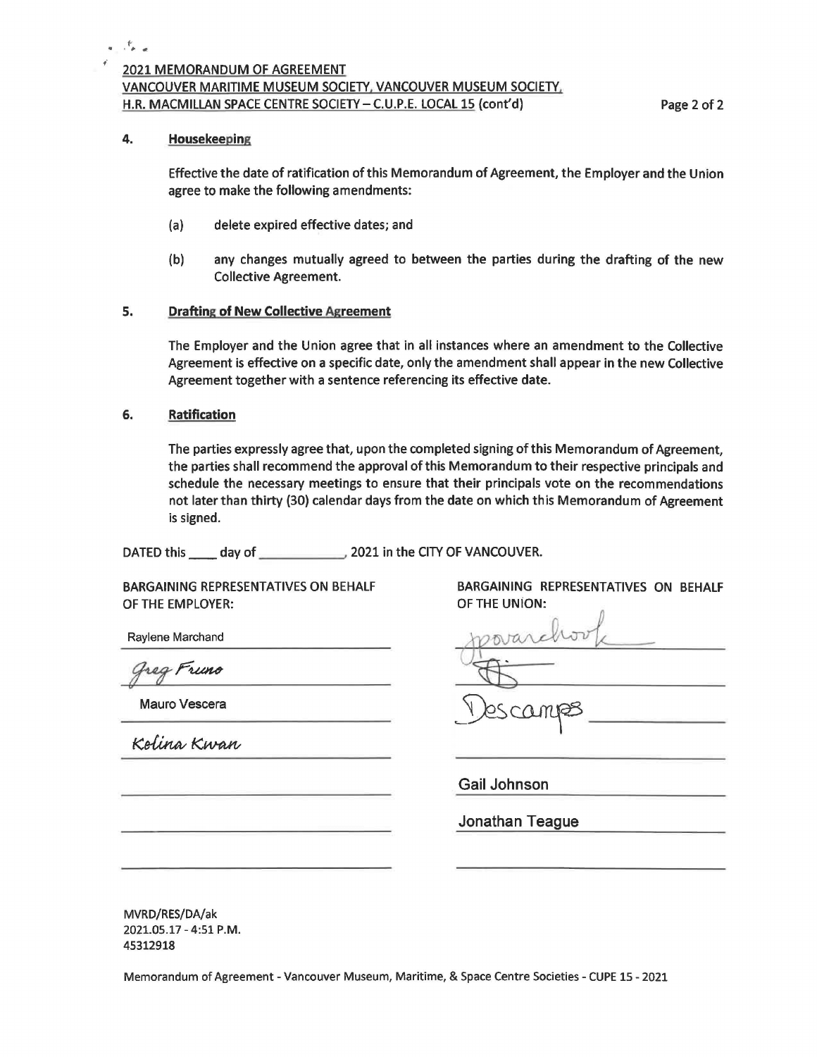2021 MEMORANDUM OF AGREEMENT
VANCOUVER MARITIME MUSEUM SOCIETY, VANCOUVER MUSEUM SOCIETY, H.R. MACMILLAN SPACE CENTRE SOCIETY – C.U.P.E. LOCAL 15 (cont'd)

## 4. Housekeeping

Effective the date of ratification of this Memorandum of Agreement, the Employer and the Union agree to make the following amendments:

(a) delete expired effective dates; and

(b) any changes mutually agreed to between the parties during the drafting of the new Collective Agreement.

## 5. Drafting of New Collective Agreement

The Employer and the Union agree that in all instances where an amendment to the Collective Agreement is effective on a specific date, only the amendment shall appear in the new Collective Agreement together with a sentence referencing its effective date.

## 6. Ratification

The parties expressly agree that, upon the completed signing of this Memorandum of Agreement, the parties shall recommend the approval of this Memorandum to their respective principals and schedule the necessary meetings to ensure that their principals vote on the recommendations not later than thirty (30) calendar days from the date on which this Memorandum of Agreement is signed.

DATED this ____ day of ___________, 2021 in the CITY OF VANCOUVER.

| BARGAINING REPRESENTATIVES ON BEHALF OF THE EMPLOYER: | BARGAINING REPRESENTATIVES ON BEHALF OF THE UNION: |
| --- | --- |
| Raylene Marchand | Jpovarchook |
| Greg Fruno | [signature] |
| Mauro Vescera | Descamps |
| Kelina Kwan | |
| | Gail Johnson |
| | Jonathan Teague |
| | |

MVRD/RES/DA/ak
2021.05.17 - 4:51 P.M.
45312918

Memorandum of Agreement - Vancouver Museum, Maritime, & Space Centre Societies - CUPE 15 - 2021